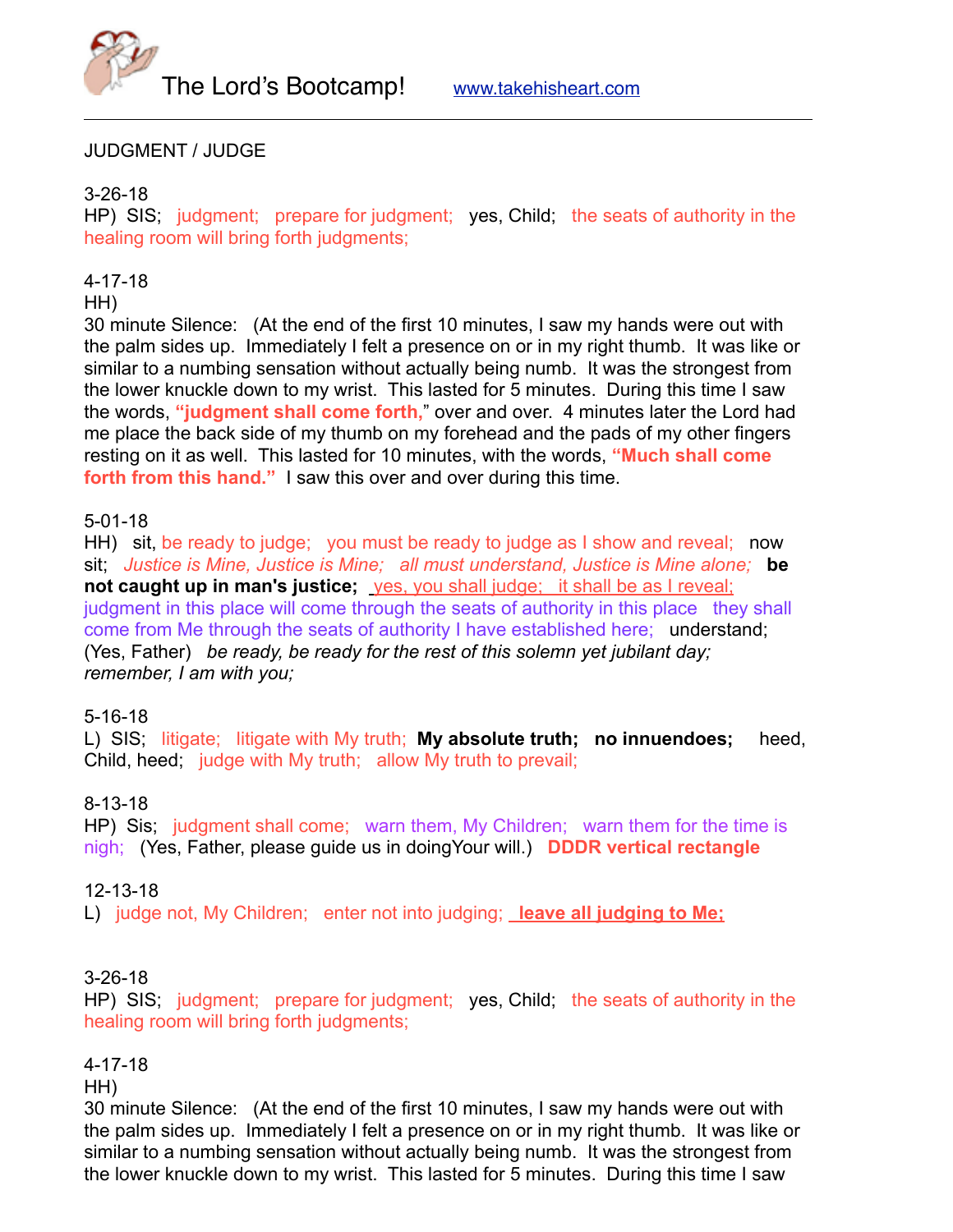The Lord's Bootcamp! www.takehisheart.com

---

JUDGMENT / JUDGE

3-26-18
HP) SIS; judgment; prepare for judgment; yes, Child; the seats of authority in the healing room will bring forth judgments;

4-17-18
HH)
30 minute Silence: (At the end of the first 10 minutes, I saw my hands were out with the palm sides up. Immediately I felt a presence on or in my right thumb. It was like or similar to a numbing sensation without actually being numb. It was the strongest from the lower knuckle down to my wrist. This lasted for 5 minutes. During this time I saw the words, **"judgment shall come forth,"** over and over. 4 minutes later the Lord had me place the back side of my thumb on my forehead and the pads of my other fingers resting on it as well. This lasted for 10 minutes, with the words, **"Much shall come forth from this hand."** I saw this over and over during this time.

5-01-18
HH) sit, be ready to judge; you must be ready to judge as I show and reveal; now sit; *Justice is Mine, Justice is Mine; all must understand, Justice is Mine alone;* **be not caught up in man's justice;** yes, you shall judge; it shall be as I reveal; judgment in this place will come through the seats of authority in this place they shall come from Me through the seats of authority I have established here; understand; (Yes, Father) *be ready, be ready for the rest of this solemn yet jubilant day; remember, I am with you;*

5-16-18
L) SIS; litigate; litigate with My truth; **My absolute truth; no innuendoes;** heed, Child, heed; judge with My truth; allow My truth to prevail;

8-13-18
HP) Sis; judgment shall come; warn them, My Children; warn them for the time is nigh; (Yes, Father, please guide us in doingYour will.) **DDDR vertical rectangle**

12-13-18
L) judge not, My Children; enter not into judging; **leave all judging to Me;**

3-26-18
HP) SIS; judgment; prepare for judgment; yes, Child; the seats of authority in the healing room will bring forth judgments;

4-17-18
HH)
30 minute Silence: (At the end of the first 10 minutes, I saw my hands were out with the palm sides up. Immediately I felt a presence on or in my right thumb. It was like or similar to a numbing sensation without actually being numb. It was the strongest from the lower knuckle down to my wrist. This lasted for 5 minutes. During this time I saw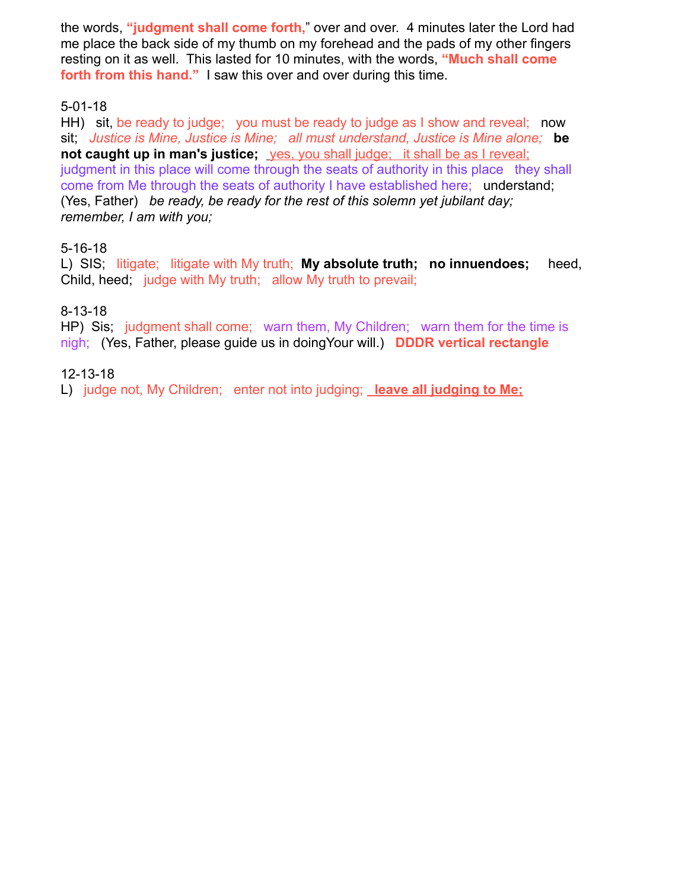the words, **"judgment shall come forth,"** over and over. 4 minutes later the Lord had me place the back side of my thumb on my forehead and the pads of my other fingers resting on it as well. This lasted for 10 minutes, with the words, **"Much shall come forth from this hand."** I saw this over and over during this time.

5-01-18

HH) sit, be ready to judge; you must be ready to judge as I show and reveal; now sit; *Justice is Mine, Justice is Mine; all must understand, Justice is Mine alone;* **be not caught up in man's justice;** yes, you shall judge; it shall be as I reveal; judgment in this place will come through the seats of authority in this place they shall come from Me through the seats of authority I have established here; understand; (Yes, Father) *be ready, be ready for the rest of this solemn yet jubilant day; remember, I am with you;*

5-16-18

L) SIS; litigate; litigate with My truth; **My absolute truth; no innuendoes;** heed, Child, heed; judge with My truth; allow My truth to prevail;

8-13-18

HP) Sis; judgment shall come; warn them, My Children; warn them for the time is nigh; (Yes, Father, please guide us in doingYour will.) **DDDR vertical rectangle**

12-13-18

L) judge not, My Children; enter not into judging; **leave all judging to Me;**